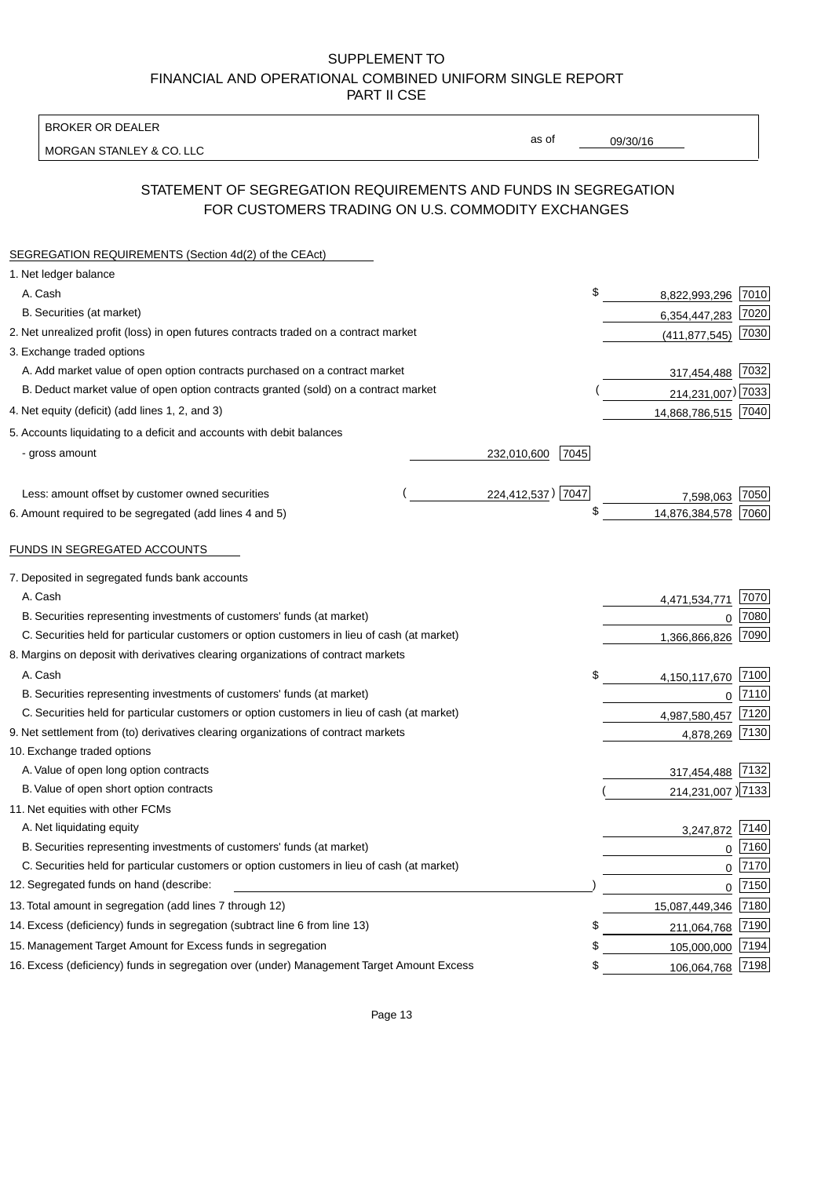# SUPPLEMENT TO
# FINANCIAL AND OPERATIONAL COMBINED UNIFORM SINGLE REPORT
# PART II CSE

BROKER OR DEALER

MORGAN STANLEY & CO. LLC

as of 09/30/16

## STATEMENT OF SEGREGATION REQUIREMENTS AND FUNDS IN SEGREGATION FOR CUSTOMERS TRADING ON U.S. COMMODITY EXCHANGES

| | | | | |
|---|---|---|---|---|
| **SEGREGATION REQUIREMENTS (Section 4d(2) of the CEAct)** | | | | |
| 1. Net ledger balance | | | | |
| A. Cash | | | $ 8,822,993,296 | 7010 |
| B. Securities (at market) | | | 6,354,447,283 | 7020 |
| 2. Net unrealized profit (loss) in open futures contracts traded on a contract market | | | (411,877,545) | 7030 |
| 3. Exchange traded options | | | | |
| A. Add market value of open option contracts purchased on a contract market | | | 317,454,488 | 7032 |
| B. Deduct market value of open option contracts granted (sold) on a contract market | | | (214,231,007) | 7033 |
| 4. Net equity (deficit) (add lines 1, 2, and 3) | | | 14,868,786,515 | 7040 |
| 5. Accounts liquidating to a deficit and accounts with debit balances | | | | |
| - gross amount | 232,010,600 | 7045 | | |
| Less: amount offset by customer owned securities | (224,412,537) | 7047 | 7,598,063 | 7050 |
| 6. Amount required to be segregated (add lines 4 and 5) | | | $ 14,876,384,578 | 7060 |
| **FUNDS IN SEGREGATED ACCOUNTS** | | | | |
| 7. Deposited in segregated funds bank accounts | | | | |
| A. Cash | | | 4,471,534,771 | 7070 |
| B. Securities representing investments of customers' funds (at market) | | | 0 | 7080 |
| C. Securities held for particular customers or option customers in lieu of cash (at market) | | | 1,366,866,826 | 7090 |
| 8. Margins on deposit with derivatives clearing organizations of contract markets | | | | |
| A. Cash | | | $ 4,150,117,670 | 7100 |
| B. Securities representing investments of customers' funds (at market) | | | 0 | 7110 |
| C. Securities held for particular customers or option customers in lieu of cash (at market) | | | 4,987,580,457 | 7120 |
| 9. Net settlement from (to) derivatives clearing organizations of contract markets | | | 4,878,269 | 7130 |
| 10. Exchange traded options | | | | |
| A. Value of open long option contracts | | | 317,454,488 | 7132 |
| B. Value of open short option contracts | | | (214,231,007) | 7133 |
| 11. Net equities with other FCMs | | | | |
| A. Net liquidating equity | | | 3,247,872 | 7140 |
| B. Securities representing investments of customers' funds (at market) | | | 0 | 7160 |
| C. Securities held for particular customers or option customers in lieu of cash (at market) | | | 0 | 7170 |
| 12. Segregated funds on hand (describe: ) | | | 0 | 7150 |
| 13. Total amount in segregation (add lines 7 through 12) | | | 15,087,449,346 | 7180 |
| 14. Excess (deficiency) funds in segregation (subtract line 6 from line 13) | | | $ 211,064,768 | 7190 |
| 15. Management Target Amount for Excess funds in segregation | | | $ 105,000,000 | 7194 |
| 16. Excess (deficiency) funds in segregation over (under) Management Target Amount Excess | | | $ 106,064,768 | 7198 |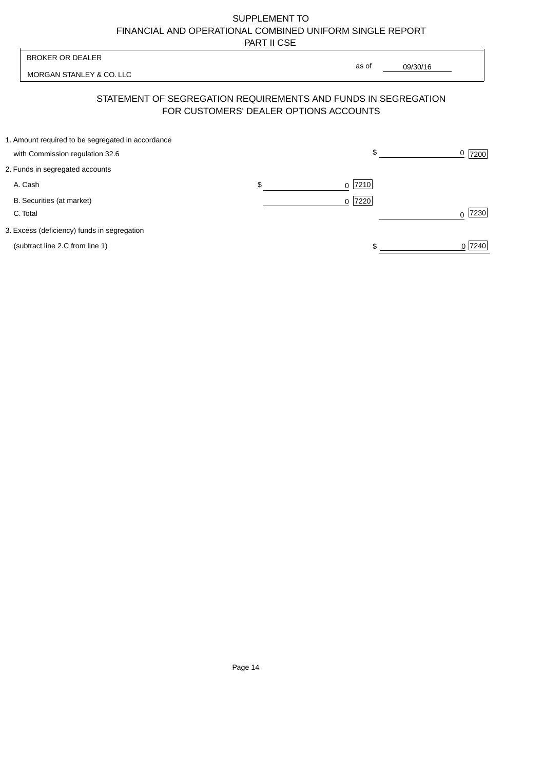SUPPLEMENT TO
FINANCIAL AND OPERATIONAL COMBINED UNIFORM SINGLE REPORT
PART II CSE

BROKER OR DEALER

MORGAN STANLEY & CO. LLC

as of 09/30/16

## STATEMENT OF SEGREGATION REQUIREMENTS AND FUNDS IN SEGREGATION FOR CUSTOMERS' DEALER OPTIONS ACCOUNTS

| | | |
|---|---|---|
| 1. Amount required to be segregated in accordance with Commission regulation 32.6 | | $ 0 [7200] |
| 2. Funds in segregated accounts | | |
| A. Cash | $ 0 [7210] | |
| B. Securities (at market) | 0 [7220] | |
| C. Total | | 0 [7230] |
| 3. Excess (deficiency) funds in segregation (subtract line 2.C from line 1) | | $ 0 [7240] |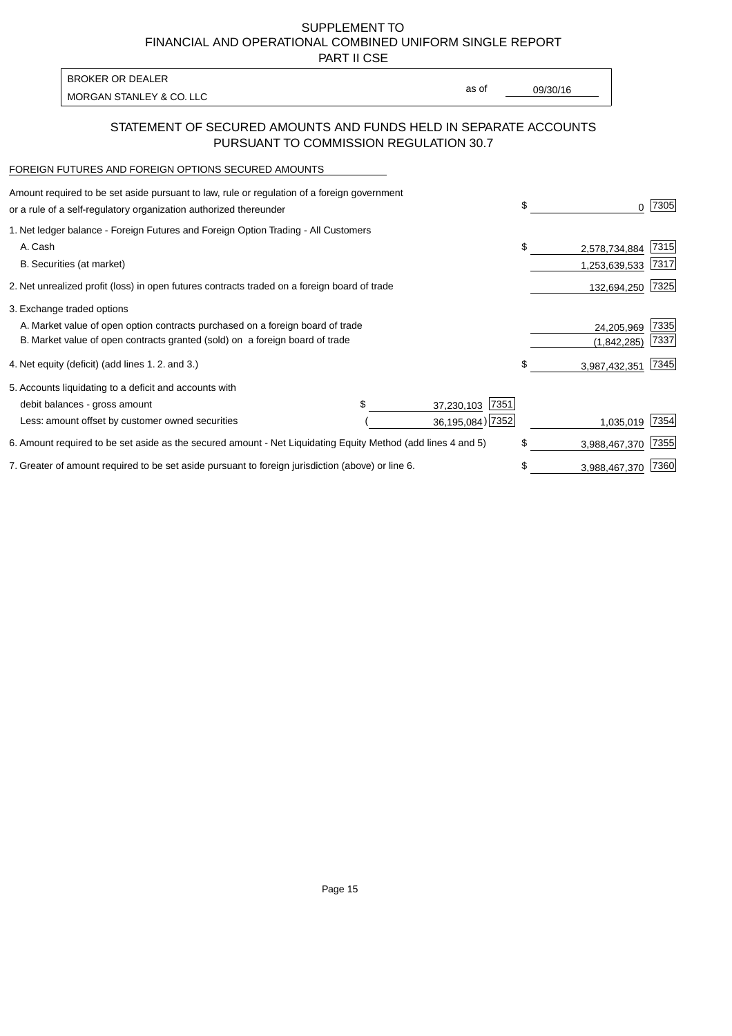SUPPLEMENT TO
FINANCIAL AND OPERATIONAL COMBINED UNIFORM SINGLE REPORT
PART II CSE

BROKER OR DEALER
MORGAN STANLEY & CO. LLC

as of 09/30/16

## STATEMENT OF SECURED AMOUNTS AND FUNDS HELD IN SEPARATE ACCOUNTS PURSUANT TO COMMISSION REGULATION 30.7

FOREIGN FUTURES AND FOREIGN OPTIONS SECURED AMOUNTS

| | | | | |
|---|---|---|---|---|
| Amount required to be set aside pursuant to law, rule or regulation of a foreign government or a rule of a self-regulatory organization authorized thereunder | | | $ 0 | 7305 |
| 1. Net ledger balance - Foreign Futures and Foreign Option Trading - All Customers | | | | |
| A. Cash | | | $ 2,578,734,884 | 7315 |
| B. Securities (at market) | | | 1,253,639,533 | 7317 |
| 2. Net unrealized profit (loss) in open futures contracts traded on a foreign board of trade | | | 132,694,250 | 7325 |
| 3. Exchange traded options | | | | |
| A. Market value of open option contracts purchased on a foreign board of trade | | | 24,205,969 | 7335 |
| B. Market value of open contracts granted (sold) on a foreign board of trade | | | (1,842,285) | 7337 |
| 4. Net equity (deficit) (add lines 1. 2. and 3.) | | | $ 3,987,432,351 | 7345 |
| 5. Accounts liquidating to a deficit and accounts with | | | | |
| debit balances - gross amount | $ 37,230,103 | 7351 | | |
| Less: amount offset by customer owned securities | ( 36,195,084) | 7352 | 1,035,019 | 7354 |
| 6. Amount required to be set aside as the secured amount - Net Liquidating Equity Method (add lines 4 and 5) | | | $ 3,988,467,370 | 7355 |
| 7. Greater of amount required to be set aside pursuant to foreign jurisdiction (above) or line 6. | | | $ 3,988,467,370 | 7360 |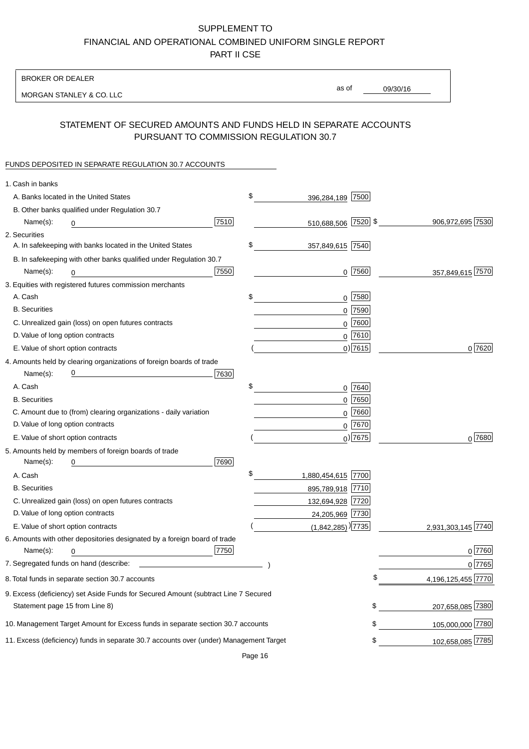SUPPLEMENT TO
FINANCIAL AND OPERATIONAL COMBINED UNIFORM SINGLE REPORT
PART II CSE

BROKER OR DEALER

MORGAN STANLEY & CO. LLC

as of 09/30/16

## STATEMENT OF SECURED AMOUNTS AND FUNDS HELD IN SEPARATE ACCOUNTS PURSUANT TO COMMISSION REGULATION 30.7

FUNDS DEPOSITED IN SEPARATE REGULATION 30.7 ACCOUNTS

| | | | |
|---|---|---|---|
| 1. Cash in banks | | | |
| A. Banks located in the United States | | $ 396,284,189 [7500] | |
| B. Other banks qualified under Regulation 30.7 | | | |
| Name(s): 0 | [7510] | 510,688,506 [7520] | $ 906,972,695 [7530] |
| 2. Securities | | | |
| A. In safekeeping with banks located in the United States | | $ 357,849,615 [7540] | |
| B. In safekeeping with other banks qualified under Regulation 30.7 | | | |
| Name(s): 0 | [7550] | 0 [7560] | 357,849,615 [7570] |
| 3. Equities with registered futures commission merchants | | | |
| A. Cash | | $ 0 [7580] | |
| B. Securities | | 0 [7590] | |
| C. Unrealized gain (loss) on open futures contracts | | 0 [7600] | |
| D. Value of long option contracts | | 0 [7610] | |
| E. Value of short option contracts | | ( 0) [7615] | 0 [7620] |
| 4. Amounts held by clearing organizations of foreign boards of trade | | | |
| Name(s): 0 | [7630] | | |
| A. Cash | | $ 0 [7640] | |
| B. Securities | | 0 [7650] | |
| C. Amount due to (from) clearing organizations - daily variation | | 0 [7660] | |
| D. Value of long option contracts | | 0 [7670] | |
| E. Value of short option contracts | | ( 0) [7675] | 0 [7680] |
| 5. Amounts held by members of foreign boards of trade | | | |
| Name(s): 0 | [7690] | | |
| A. Cash | | $ 1,880,454,615 [7700] | |
| B. Securities | | 895,789,918 [7710] | |
| C. Unrealized gain (loss) on open futures contracts | | 132,694,928 [7720] | |
| D. Value of long option contracts | | 24,205,969 [7730] | |
| E. Value of short option contracts | | ( (1,842,285) ) [7735] | 2,931,303,145 [7740] |
| 6. Amounts with other depositories designated by a foreign board of trade | | | |
| Name(s): 0 | [7750] | | 0 [7760] |
| 7. Segregated funds on hand (describe: ) | | | 0 [7765] |
| 8. Total funds in separate section 30.7 accounts | | | $ 4,196,125,455 [7770] |
| 9. Excess (deficiency) set Aside Funds for Secured Amount (subtract Line 7 Secured Statement page 15 from Line 8) | | | $ 207,658,085 [7380] |
| 10. Management Target Amount for Excess funds in separate section 30.7 accounts | | | $ 105,000,000 [7780] |
| 11. Excess (deficiency) funds in separate 30.7 accounts over (under) Management Target | | | $ 102,658,085 [7785] |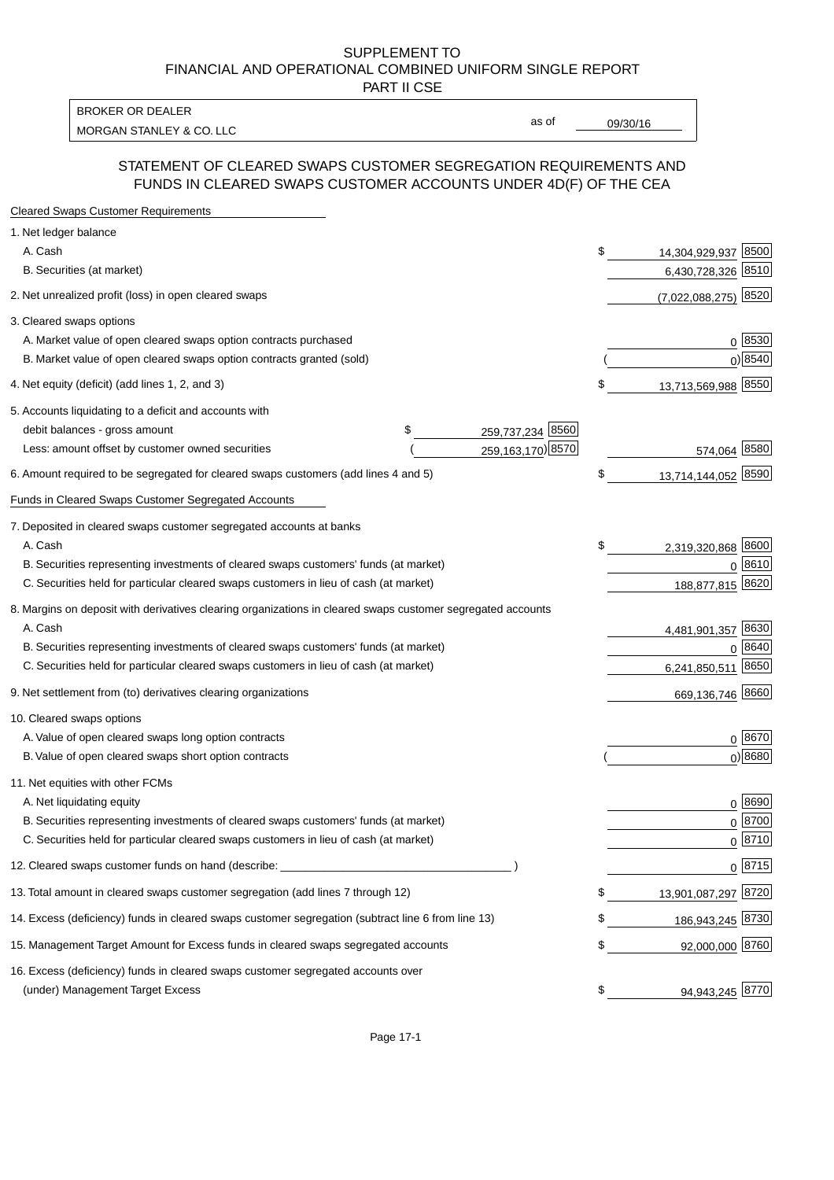SUPPLEMENT TO
FINANCIAL AND OPERATIONAL COMBINED UNIFORM SINGLE REPORT
PART II CSE

BROKER OR DEALER
MORGAN STANLEY & CO. LLC

as of 09/30/16

## STATEMENT OF CLEARED SWAPS CUSTOMER SEGREGATION REQUIREMENTS AND FUNDS IN CLEARED SWAPS CUSTOMER ACCOUNTS UNDER 4D(F) OF THE CEA

**Cleared Swaps Customer Requirements**

| | | | | |
|---|---|---|---|---|
| 1. Net ledger balance | | | | |
| A. Cash | | | $ 14,304,929,937 | 8500 |
| B. Securities (at market) | | | 6,430,728,326 | 8510 |
| 2. Net unrealized profit (loss) in open cleared swaps | | | (7,022,088,275) | 8520 |
| 3. Cleared swaps options | | | | |
| A. Market value of open cleared swaps option contracts purchased | | | 0 | 8530 |
| B. Market value of open cleared swaps option contracts granted (sold) | | | ( 0) | 8540 |
| 4. Net equity (deficit) (add lines 1, 2, and 3) | | | $ 13,713,569,988 | 8550 |
| 5. Accounts liquidating to a deficit and accounts with | | | | |
| debit balances - gross amount | $ 259,737,234 | 8560 | | |
| Less: amount offset by customer owned securities | ( 259,163,170) | 8570 | 574,064 | 8580 |
| 6. Amount required to be segregated for cleared swaps customers (add lines 4 and 5) | | | $ 13,714,144,052 | 8590 |

**Funds in Cleared Swaps Customer Segregated Accounts**

| | | |
|---|---|---|
| 7. Deposited in cleared swaps customer segregated accounts at banks | | |
| A. Cash | $ 2,319,320,868 | 8600 |
| B. Securities representing investments of cleared swaps customers' funds (at market) | 0 | 8610 |
| C. Securities held for particular cleared swaps customers in lieu of cash (at market) | 188,877,815 | 8620 |
| 8. Margins on deposit with derivatives clearing organizations in cleared swaps customer segregated accounts | | |
| A. Cash | 4,481,901,357 | 8630 |
| B. Securities representing investments of cleared swaps customers' funds (at market) | 0 | 8640 |
| C. Securities held for particular cleared swaps customers in lieu of cash (at market) | 6,241,850,511 | 8650 |
| 9. Net settlement from (to) derivatives clearing organizations | 669,136,746 | 8660 |
| 10. Cleared swaps options | | |
| A. Value of open cleared swaps long option contracts | 0 | 8670 |
| B. Value of open cleared swaps short option contracts | ( 0) | 8680 |
| 11. Net equities with other FCMs | | |
| A. Net liquidating equity | 0 | 8690 |
| B. Securities representing investments of cleared swaps customers' funds (at market) | 0 | 8700 |
| C. Securities held for particular cleared swaps customers in lieu of cash (at market) | 0 | 8710 |
| 12. Cleared swaps customer funds on hand (describe: ____________________ ) | 0 | 8715 |
| 13. Total amount in cleared swaps customer segregation (add lines 7 through 12) | $ 13,901,087,297 | 8720 |
| 14. Excess (deficiency) funds in cleared swaps customer segregation (subtract line 6 from line 13) | $ 186,943,245 | 8730 |
| 15. Management Target Amount for Excess funds in cleared swaps segregated accounts | $ 92,000,000 | 8760 |
| 16. Excess (deficiency) funds in cleared swaps customer segregated accounts over (under) Management Target Excess | $ 94,943,245 | 8770 |